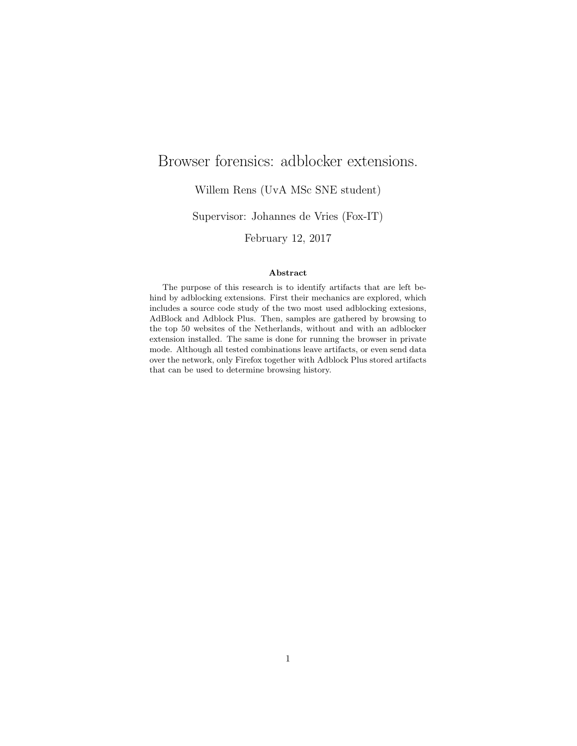# Browser forensics: adblocker extensions.

Willem Rens (UvA MSc SNE student)

Supervisor: Johannes de Vries (Fox-IT)

February 12, 2017

### Abstract

The purpose of this research is to identify artifacts that are left behind by adblocking extensions. First their mechanics are explored, which includes a source code study of the two most used adblocking extesions, AdBlock and Adblock Plus. Then, samples are gathered by browsing to the top 50 websites of the Netherlands, without and with an adblocker extension installed. The same is done for running the browser in private mode. Although all tested combinations leave artifacts, or even send data over the network, only Firefox together with Adblock Plus stored artifacts that can be used to determine browsing history.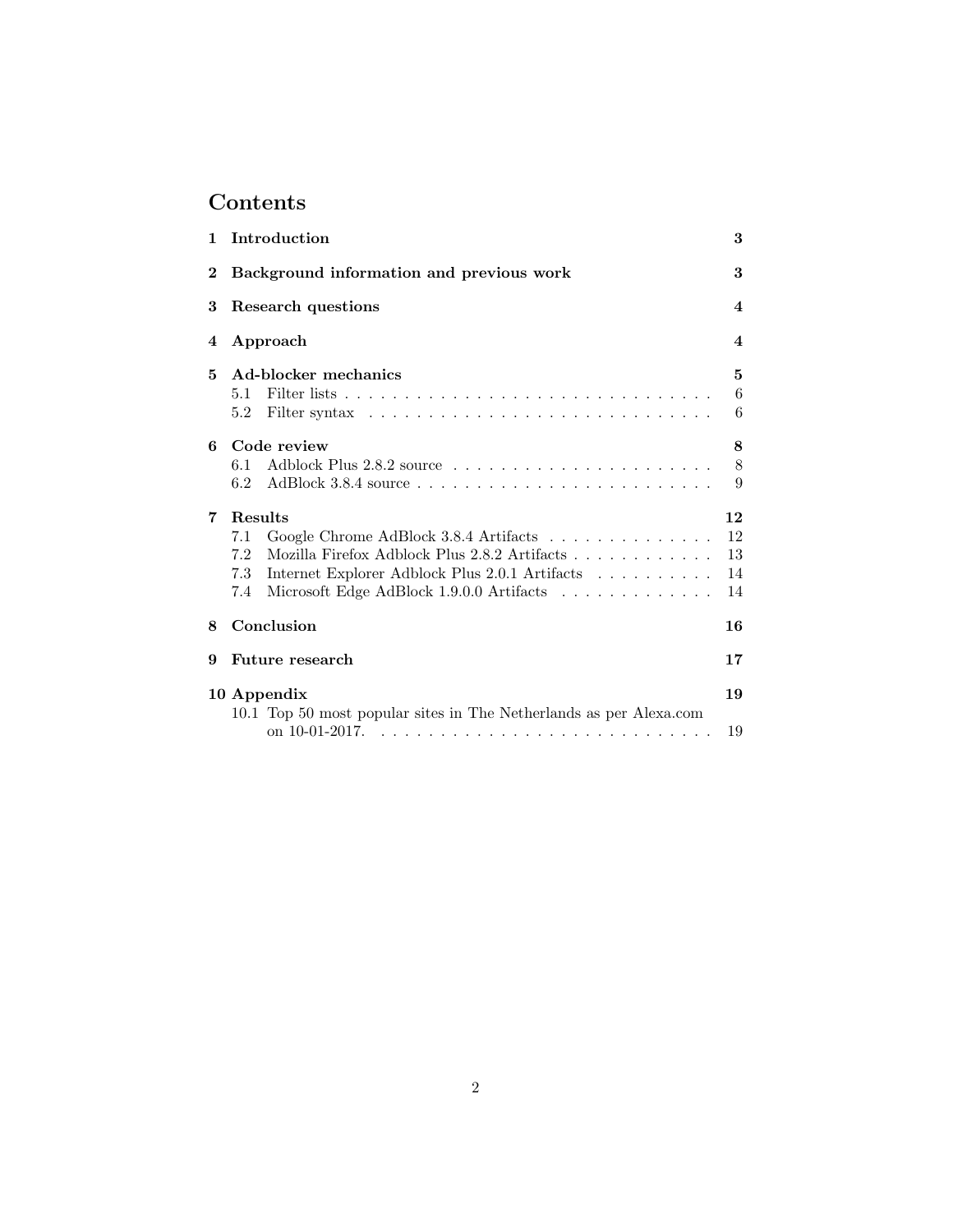# Contents

**1 Introduction** 3

**2 Background information and previous work** 3

**3 Research questions** 4

**4 Approach** 4

**5 Ad-blocker mechanics** 5
- 5.1 Filter lists 6
- 5.2 Filter syntax 6

**6 Code review** 8
- 6.1 Adblock Plus 2.8.2 source 8
- 6.2 AdBlock 3.8.4 source 9

**7 Results** 12
- 7.1 Google Chrome AdBlock 3.8.4 Artifacts 12
- 7.2 Mozilla Firefox Adblock Plus 2.8.2 Artifacts 13
- 7.3 Internet Explorer Adblock Plus 2.0.1 Artifacts 14
- 7.4 Microsoft Edge AdBlock 1.9.0.0 Artifacts 14

**8 Conclusion** 16

**9 Future research** 17

**10 Appendix** 19
- 10.1 Top 50 most popular sites in The Netherlands as per Alexa.com on 10-01-2017. 19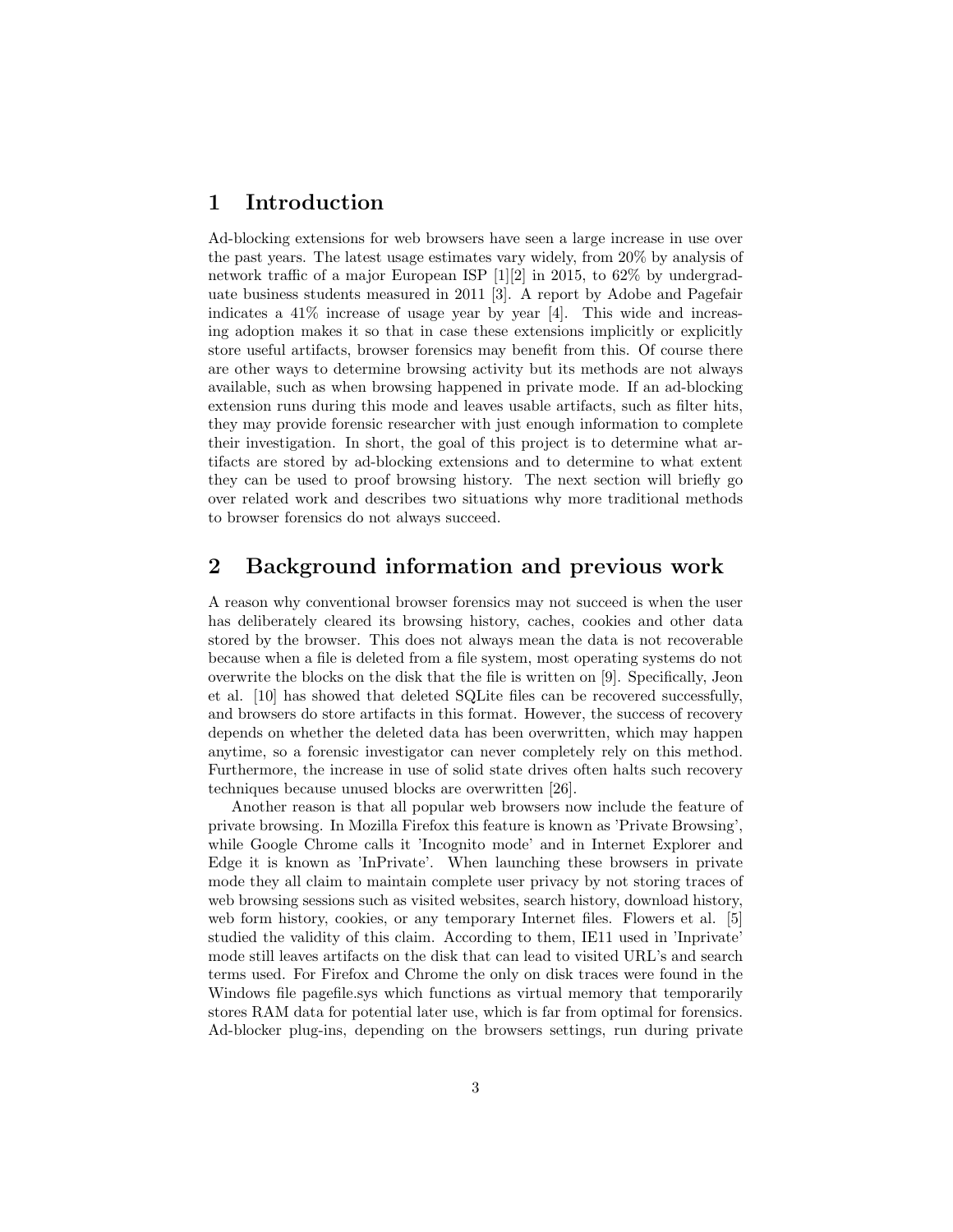# 1 Introduction

Ad-blocking extensions for web browsers have seen a large increase in use over the past years. The latest usage estimates vary widely, from 20% by analysis of network traffic of a major European ISP [1][2] in 2015, to 62% by undergraduate business students measured in 2011 [3]. A report by Adobe and Pagefair indicates a 41% increase of usage year by year [4]. This wide and increasing adoption makes it so that in case these extensions implicitly or explicitly store useful artifacts, browser forensics may benefit from this. Of course there are other ways to determine browsing activity but its methods are not always available, such as when browsing happened in private mode. If an ad-blocking extension runs during this mode and leaves usable artifacts, such as filter hits, they may provide forensic researcher with just enough information to complete their investigation. In short, the goal of this project is to determine what artifacts are stored by ad-blocking extensions and to determine to what extent they can be used to proof browsing history. The next section will briefly go over related work and describes two situations why more traditional methods to browser forensics do not always succeed.

# 2 Background information and previous work

A reason why conventional browser forensics may not succeed is when the user has deliberately cleared its browsing history, caches, cookies and other data stored by the browser. This does not always mean the data is not recoverable because when a file is deleted from a file system, most operating systems do not overwrite the blocks on the disk that the file is written on [9]. Specifically, Jeon et al. [10] has showed that deleted SQLite files can be recovered successfully, and browsers do store artifacts in this format. However, the success of recovery depends on whether the deleted data has been overwritten, which may happen anytime, so a forensic investigator can never completely rely on this method. Furthermore, the increase in use of solid state drives often halts such recovery techniques because unused blocks are overwritten [26].

Another reason is that all popular web browsers now include the feature of private browsing. In Mozilla Firefox this feature is known as 'Private Browsing', while Google Chrome calls it 'Incognito mode' and in Internet Explorer and Edge it is known as 'InPrivate'. When launching these browsers in private mode they all claim to maintain complete user privacy by not storing traces of web browsing sessions such as visited websites, search history, download history, web form history, cookies, or any temporary Internet files. Flowers et al. [5] studied the validity of this claim. According to them, IE11 used in 'Inprivate' mode still leaves artifacts on the disk that can lead to visited URL's and search terms used. For Firefox and Chrome the only on disk traces were found in the Windows file pagefile.sys which functions as virtual memory that temporarily stores RAM data for potential later use, which is far from optimal for forensics. Ad-blocker plug-ins, depending on the browsers settings, run during private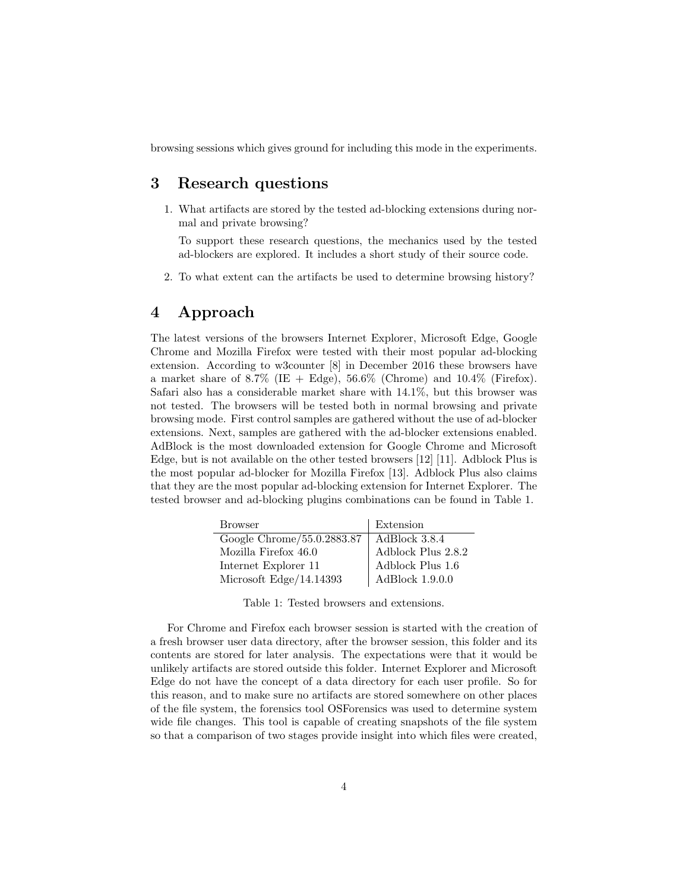browsing sessions which gives ground for including this mode in the experiments.

# 3 Research questions

1. What artifacts are stored by the tested ad-blocking extensions during normal and private browsing?

   To support these research questions, the mechanics used by the tested ad-blockers are explored. It includes a short study of their source code.

2. To what extent can the artifacts be used to determine browsing history?

# 4 Approach

The latest versions of the browsers Internet Explorer, Microsoft Edge, Google Chrome and Mozilla Firefox were tested with their most popular ad-blocking extension. According to w3counter [8] in December 2016 these browsers have a market share of 8.7% (IE + Edge), 56.6% (Chrome) and 10.4% (Firefox). Safari also has a considerable market share with 14.1%, but this browser was not tested. The browsers will be tested both in normal browsing and private browsing mode. First control samples are gathered without the use of ad-blocker extensions. Next, samples are gathered with the ad-blocker extensions enabled. AdBlock is the most downloaded extension for Google Chrome and Microsoft Edge, but is not available on the other tested browsers [12] [11]. Adblock Plus is the most popular ad-blocker for Mozilla Firefox [13]. Adblock Plus also claims that they are the most popular ad-blocking extension for Internet Explorer. The tested browser and ad-blocking plugins combinations can be found in Table 1.

| Browser | Extension |
|---|---|
| Google Chrome/55.0.2883.87 | AdBlock 3.8.4 |
| Mozilla Firefox 46.0 | Adblock Plus 2.8.2 |
| Internet Explorer 11 | Adblock Plus 1.6 |
| Microsoft Edge/14.14393 | AdBlock 1.9.0.0 |

Table 1: Tested browsers and extensions.

For Chrome and Firefox each browser session is started with the creation of a fresh browser user data directory, after the browser session, this folder and its contents are stored for later analysis. The expectations were that it would be unlikely artifacts are stored outside this folder. Internet Explorer and Microsoft Edge do not have the concept of a data directory for each user profile. So for this reason, and to make sure no artifacts are stored somewhere on other places of the file system, the forensics tool OSForensics was used to determine system wide file changes. This tool is capable of creating snapshots of the file system so that a comparison of two stages provide insight into which files were created,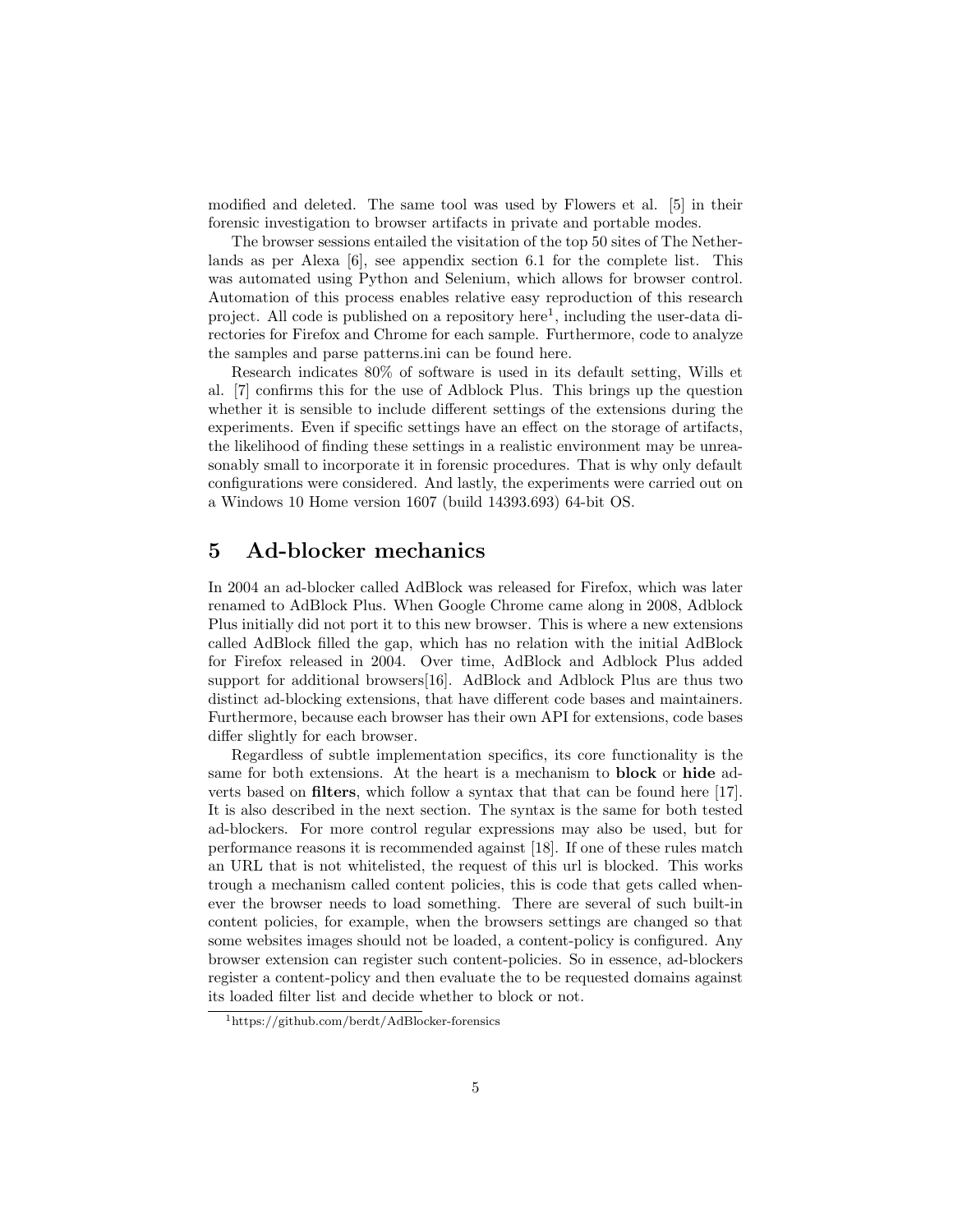modified and deleted. The same tool was used by Flowers et al. [5] in their forensic investigation to browser artifacts in private and portable modes.

The browser sessions entailed the visitation of the top 50 sites of The Netherlands as per Alexa [6], see appendix section 6.1 for the complete list. This was automated using Python and Selenium, which allows for browser control. Automation of this process enables relative easy reproduction of this research project. All code is published on a repository here[1], including the user-data directories for Firefox and Chrome for each sample. Furthermore, code to analyze the samples and parse patterns.ini can be found here.

Research indicates 80% of software is used in its default setting, Wills et al. [7] confirms this for the use of Adblock Plus. This brings up the question whether it is sensible to include different settings of the extensions during the experiments. Even if specific settings have an effect on the storage of artifacts, the likelihood of finding these settings in a realistic environment may be unreasonably small to incorporate it in forensic procedures. That is why only default configurations were considered. And lastly, the experiments were carried out on a Windows 10 Home version 1607 (build 14393.693) 64-bit OS.

# 5 Ad-blocker mechanics

In 2004 an ad-blocker called AdBlock was released for Firefox, which was later renamed to AdBlock Plus. When Google Chrome came along in 2008, Adblock Plus initially did not port it to this new browser. This is where a new extensions called AdBlock filled the gap, which has no relation with the initial AdBlock for Firefox released in 2004. Over time, AdBlock and Adblock Plus added support for additional browsers[16]. AdBlock and Adblock Plus are thus two distinct ad-blocking extensions, that have different code bases and maintainers. Furthermore, because each browser has their own API for extensions, code bases differ slightly for each browser.

Regardless of subtle implementation specifics, its core functionality is the same for both extensions. At the heart is a mechanism to **block** or **hide** adverts based on **filters**, which follow a syntax that that can be found here [17]. It is also described in the next section. The syntax is the same for both tested ad-blockers. For more control regular expressions may also be used, but for performance reasons it is recommended against [18]. If one of these rules match an URL that is not whitelisted, the request of this url is blocked. This works trough a mechanism called content policies, this is code that gets called whenever the browser needs to load something. There are several of such built-in content policies, for example, when the browsers settings are changed so that some websites images should not be loaded, a content-policy is configured. Any browser extension can register such content-policies. So in essence, ad-blockers register a content-policy and then evaluate the to be requested domains against its loaded filter list and decide whether to block or not.

[1] https://github.com/berdt/AdBlocker-forensics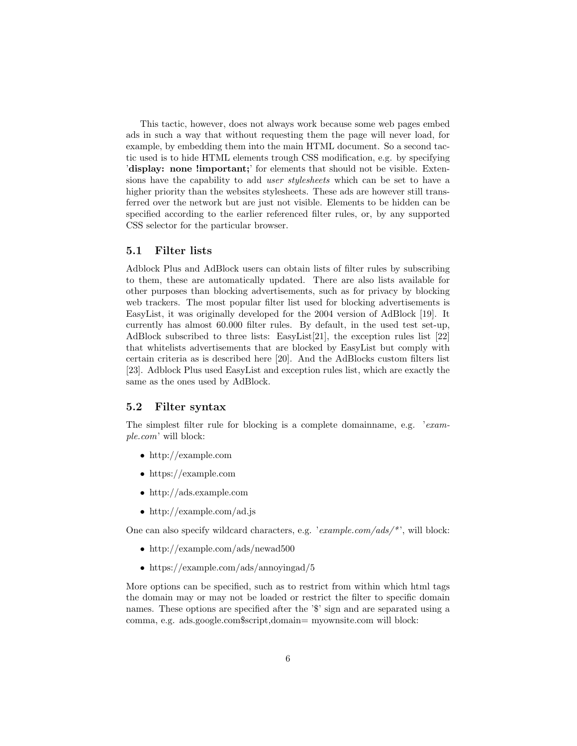This tactic, however, does not always work because some web pages embed ads in such a way that without requesting them the page will never load, for example, by embedding them into the main HTML document. So a second tactic used is to hide HTML elements trough CSS modification, e.g. by specifying '**display: none !important;**' for elements that should not be visible. Extensions have the capability to add *user stylesheets* which can be set to have a higher priority than the websites stylesheets. These ads are however still transferred over the network but are just not visible. Elements to be hidden can be specified according to the earlier referenced filter rules, or, by any supported CSS selector for the particular browser.

## 5.1 Filter lists

Adblock Plus and AdBlock users can obtain lists of filter rules by subscribing to them, these are automatically updated. There are also lists available for other purposes than blocking advertisements, such as for privacy by blocking web trackers. The most popular filter list used for blocking advertisements is EasyList, it was originally developed for the 2004 version of AdBlock [19]. It currently has almost 60.000 filter rules. By default, in the used test set-up, AdBlock subscribed to three lists: EasyList[21], the exception rules list [22] that whitelists advertisements that are blocked by EasyList but comply with certain criteria as is described here [20]. And the AdBlocks custom filters list [23]. Adblock Plus used EasyList and exception rules list, which are exactly the same as the ones used by AdBlock.

## 5.2 Filter syntax

The simplest filter rule for blocking is a complete domainname, e.g. '*example.com*' will block:

- http://example.com
- https://example.com
- http://ads.example.com
- http://example.com/ad.js

One can also specify wildcard characters, e.g. '*example.com/ads/**', will block:

- http://example.com/ads/newad500
- https://example.com/ads/annoyingad/5

More options can be specified, such as to restrict from within which html tags the domain may or may not be loaded or restrict the filter to specific domain names. These options are specified after the '$' sign and are separated using a comma, e.g. ads.google.com$script,domain= myownsite.com will block: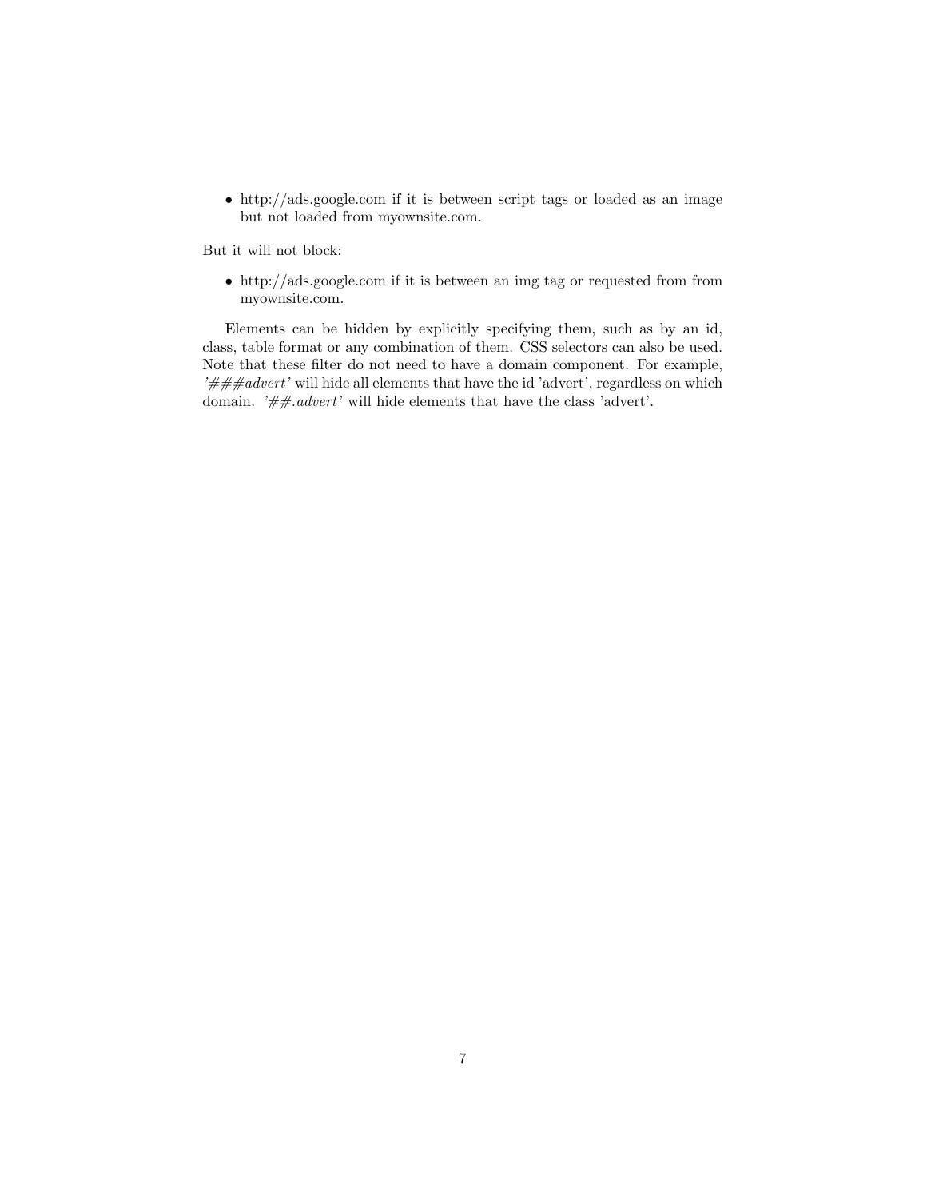- http://ads.google.com if it is between script tags or loaded as an image but not loaded from myownsite.com.

But it will not block:

- http://ads.google.com if it is between an img tag or requested from from myownsite.com.

Elements can be hidden by explicitly specifying them, such as by an id, class, table format or any combination of them. CSS selectors can also be used. Note that these filter do not need to have a domain component. For example, *'###advert'* will hide all elements that have the id 'advert', regardless on which domain. *'##.advert'* will hide elements that have the class 'advert'.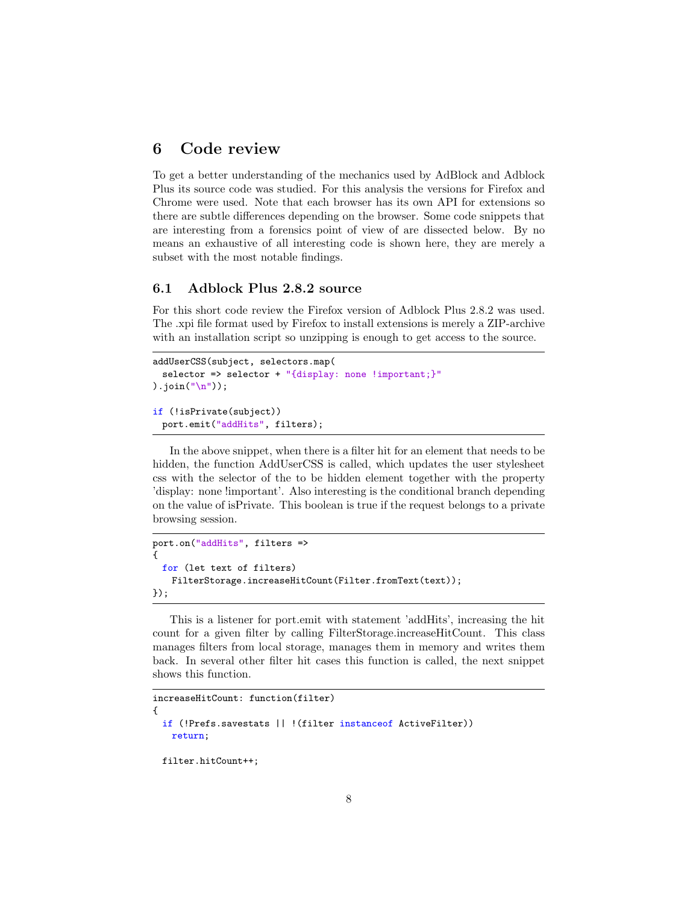# 6 Code review

To get a better understanding of the mechanics used by AdBlock and Adblock Plus its source code was studied. For this analysis the versions for Firefox and Chrome were used. Note that each browser has its own API for extensions so there are subtle differences depending on the browser. Some code snippets that are interesting from a forensics point of view of are dissected below. By no means an exhaustive of all interesting code is shown here, they are merely a subset with the most notable findings.

## 6.1 Adblock Plus 2.8.2 source

For this short code review the Firefox version of Adblock Plus 2.8.2 was used. The .xpi file format used by Firefox to install extensions is merely a ZIP-archive with an installation script so unzipping is enough to get access to the source.

```
addUserCSS(subject, selectors.map(
  selector => selector + "{display: none !important;}"
).join("\n"));

if (!isPrivate(subject))
  port.emit("addHits", filters);
```

In the above snippet, when there is a filter hit for an element that needs to be hidden, the function AddUserCSS is called, which updates the user stylesheet css with the selector of the to be hidden element together with the property 'display: none !important'. Also interesting is the conditional branch depending on the value of isPrivate. This boolean is true if the request belongs to a private browsing session.

```
port.on("addHits", filters =>
{
  for (let text of filters)
    FilterStorage.increaseHitCount(Filter.fromText(text));
});
```

This is a listener for port.emit with statement 'addHits', increasing the hit count for a given filter by calling FilterStorage.increaseHitCount. This class manages filters from local storage, manages them in memory and writes them back. In several other filter hit cases this function is called, the next snippet shows this function.

```
increaseHitCount: function(filter)
{
  if (!Prefs.savestats || !(filter instanceof ActiveFilter))
    return;

  filter.hitCount++;
```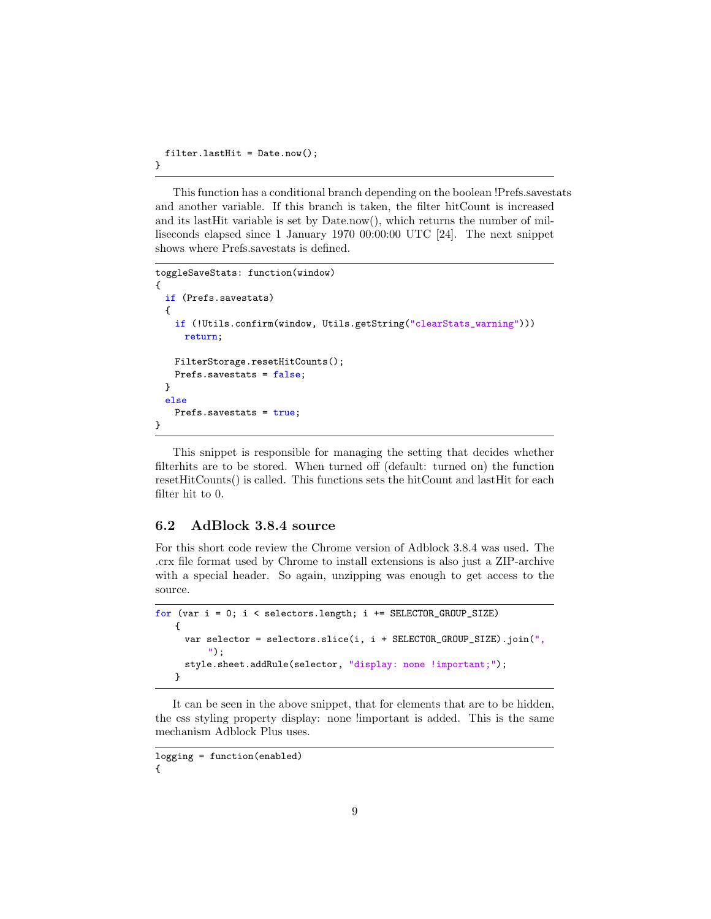```
  filter.lastHit = Date.now();
}
```

This function has a conditional branch depending on the boolean !Prefs.savestats and another variable. If this branch is taken, the filter hitCount is increased and its lastHit variable is set by Date.now(), which returns the number of milliseconds elapsed since 1 January 1970 00:00:00 UTC [24]. The next snippet shows where Prefs.savestats is defined.

```
toggleSaveStats: function(window)
{
  if (Prefs.savestats)
  {
    if (!Utils.confirm(window, Utils.getString("clearStats_warning")))
      return;

    FilterStorage.resetHitCounts();
    Prefs.savestats = false;
  }
  else
    Prefs.savestats = true;
}
```

This snippet is responsible for managing the setting that decides whether filterhits are to be stored. When turned off (default: turned on) the function resetHitCounts() is called. This functions sets the hitCount and lastHit for each filter hit to 0.

### 6.2 AdBlock 3.8.4 source

For this short code review the Chrome version of Adblock 3.8.4 was used. The .crx file format used by Chrome to install extensions is also just a ZIP-archive with a special header. So again, unzipping was enough to get access to the source.

```
for (var i = 0; i < selectors.length; i += SELECTOR_GROUP_SIZE)
    {
      var selector = selectors.slice(i, i + SELECTOR_GROUP_SIZE).join(",
          ");
      style.sheet.addRule(selector, "display: none !important;");
    }
```

It can be seen in the above snippet, that for elements that are to be hidden, the css styling property display: none !important is added. This is the same mechanism Adblock Plus uses.

```
logging = function(enabled)
{
```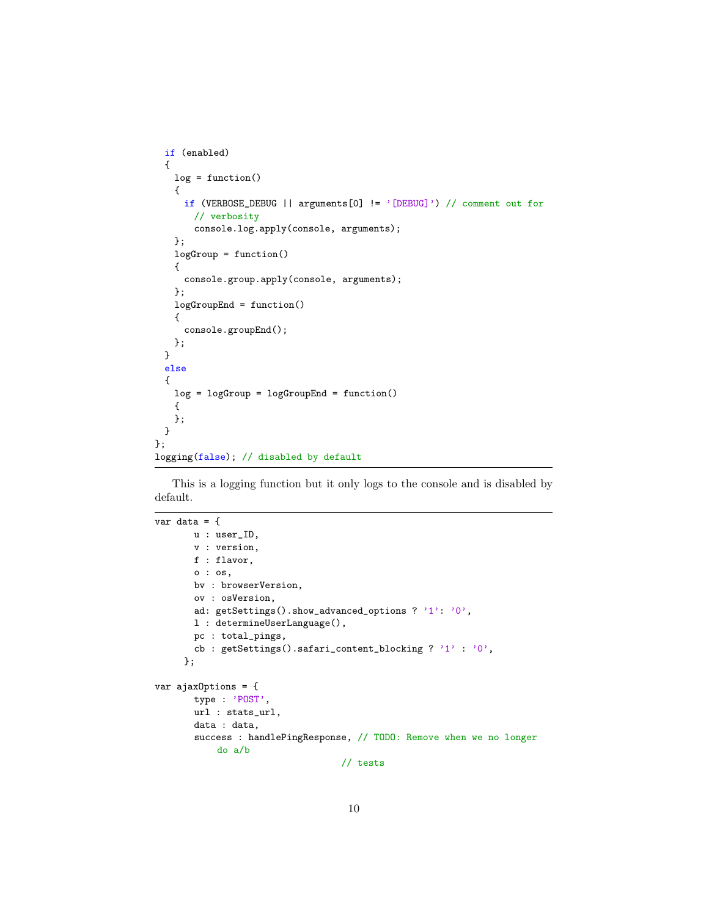```
  if (enabled)
  {
    log = function()
    {
      if (VERBOSE_DEBUG || arguments[0] != '[DEBUG]') // comment out for
        // verbosity
        console.log.apply(console, arguments);
    };
    logGroup = function()
    {
      console.group.apply(console, arguments);
    };
    logGroupEnd = function()
    {
      console.groupEnd();
    };
  }
  else
  {
    log = logGroup = logGroupEnd = function()
    {
    };
  }
};
logging(false); // disabled by default
```

---

This is a logging function but it only logs to the console and is disabled by default.

---

```
var data = {
        u : user_ID,
        v : version,
        f : flavor,
        o : os,
        bv : browserVersion,
        ov : osVersion,
        ad: getSettings().show_advanced_options ? '1': '0',
        l : determineUserLanguage(),
        pc : total_pings,
        cb : getSettings().safari_content_blocking ? '1' : '0',
      };

var ajaxOptions = {
        type : 'POST',
        url : stats_url,
        data : data,
        success : handlePingResponse, // TODO: Remove when we no longer
             do a/b
                                 // tests
```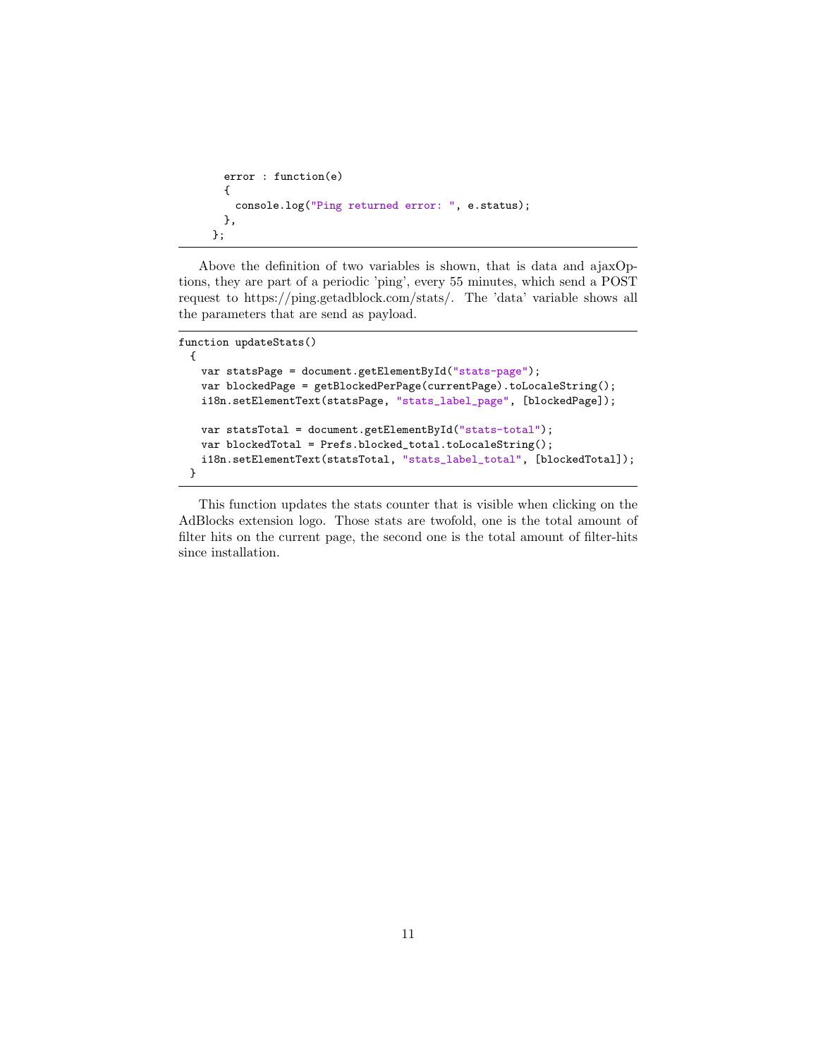```
    error : function(e)
    {
      console.log("Ping returned error: ", e.status);
    },
  };
```

Above the definition of two variables is shown, that is data and ajaxOptions, they are part of a periodic 'ping', every 55 minutes, which send a POST request to https://ping.getadblock.com/stats/. The 'data' variable shows all the parameters that are send as payload.

```
function updateStats()
  {
    var statsPage = document.getElementById("stats-page");
    var blockedPage = getBlockedPerPage(currentPage).toLocaleString();
    i18n.setElementText(statsPage, "stats_label_page", [blockedPage]);

    var statsTotal = document.getElementById("stats-total");
    var blockedTotal = Prefs.blocked_total.toLocaleString();
    i18n.setElementText(statsTotal, "stats_label_total", [blockedTotal]);
  }
```

This function updates the stats counter that is visible when clicking on the AdBlocks extension logo. Those stats are twofold, one is the total amount of filter hits on the current page, the second one is the total amount of filter-hits since installation.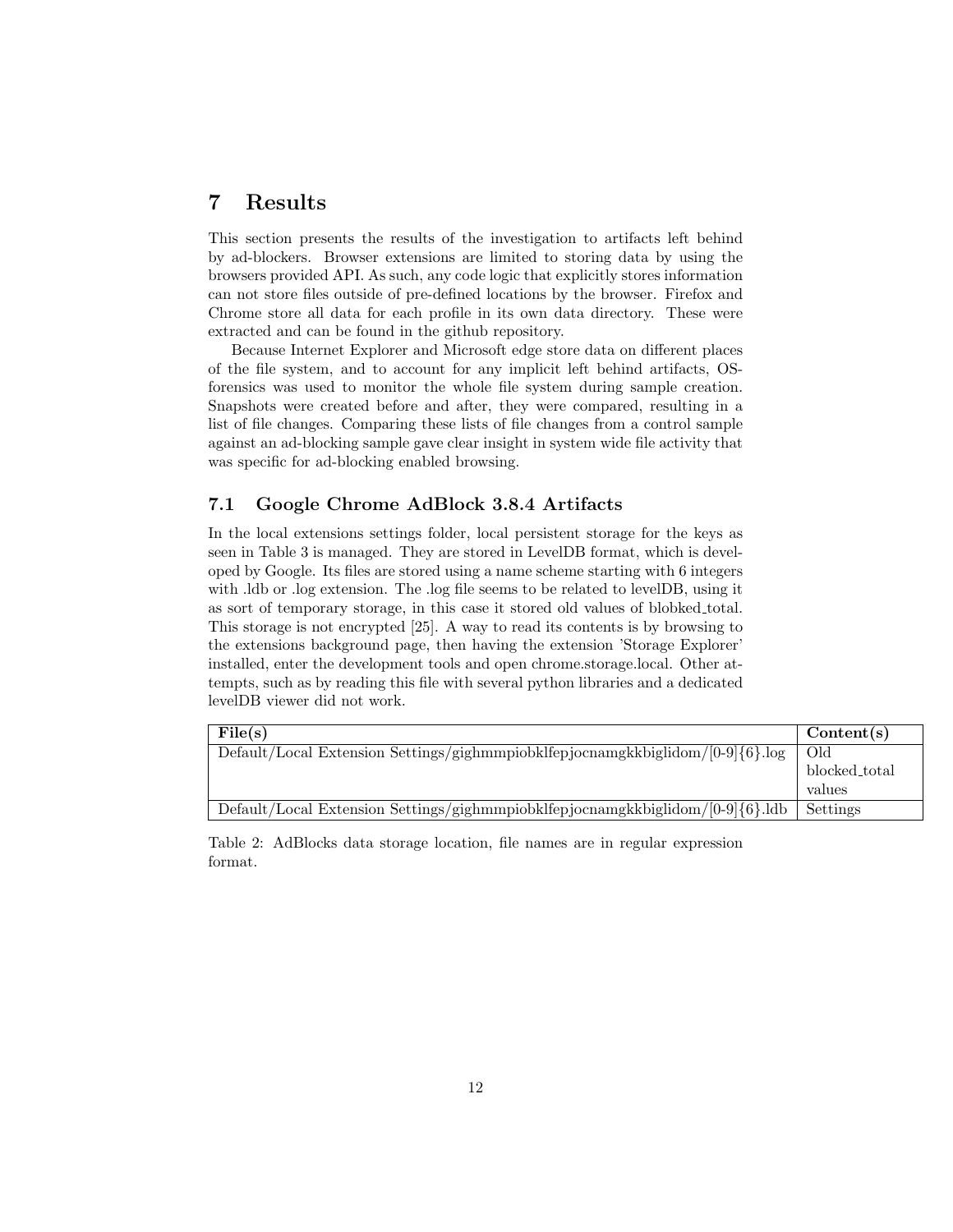# 7 Results

This section presents the results of the investigation to artifacts left behind by ad-blockers. Browser extensions are limited to storing data by using the browsers provided API. As such, any code logic that explicitly stores information can not store files outside of pre-defined locations by the browser. Firefox and Chrome store all data for each profile in its own data directory. These were extracted and can be found in the github repository.

Because Internet Explorer and Microsoft edge store data on different places of the file system, and to account for any implicit left behind artifacts, OS-forensics was used to monitor the whole file system during sample creation. Snapshots were created before and after, they were compared, resulting in a list of file changes. Comparing these lists of file changes from a control sample against an ad-blocking sample gave clear insight in system wide file activity that was specific for ad-blocking enabled browsing.

## 7.1 Google Chrome AdBlock 3.8.4 Artifacts

In the local extensions settings folder, local persistent storage for the keys as seen in Table 3 is managed. They are stored in LevelDB format, which is developed by Google. Its files are stored using a name scheme starting with 6 integers with .ldb or .log extension. The .log file seems to be related to levelDB, using it as sort of temporary storage, in this case it stored old values of blobked_total. This storage is not encrypted [25]. A way to read its contents is by browsing to the extensions background page, then having the extension 'Storage Explorer' installed, enter the development tools and open chrome.storage.local. Other attempts, such as by reading this file with several python libraries and a dedicated levelDB viewer did not work.

| File(s) | Content(s) |
|---|---|
| Default/Local Extension Settings/gighmmpiobklfepjocnamgkkbiglidom/[0-9]{6}.log | Old blocked_total values |
| Default/Local Extension Settings/gighmmpiobklfepjocnamgkkbiglidom/[0-9]{6}.ldb | Settings |

Table 2: AdBlocks data storage location, file names are in regular expression format.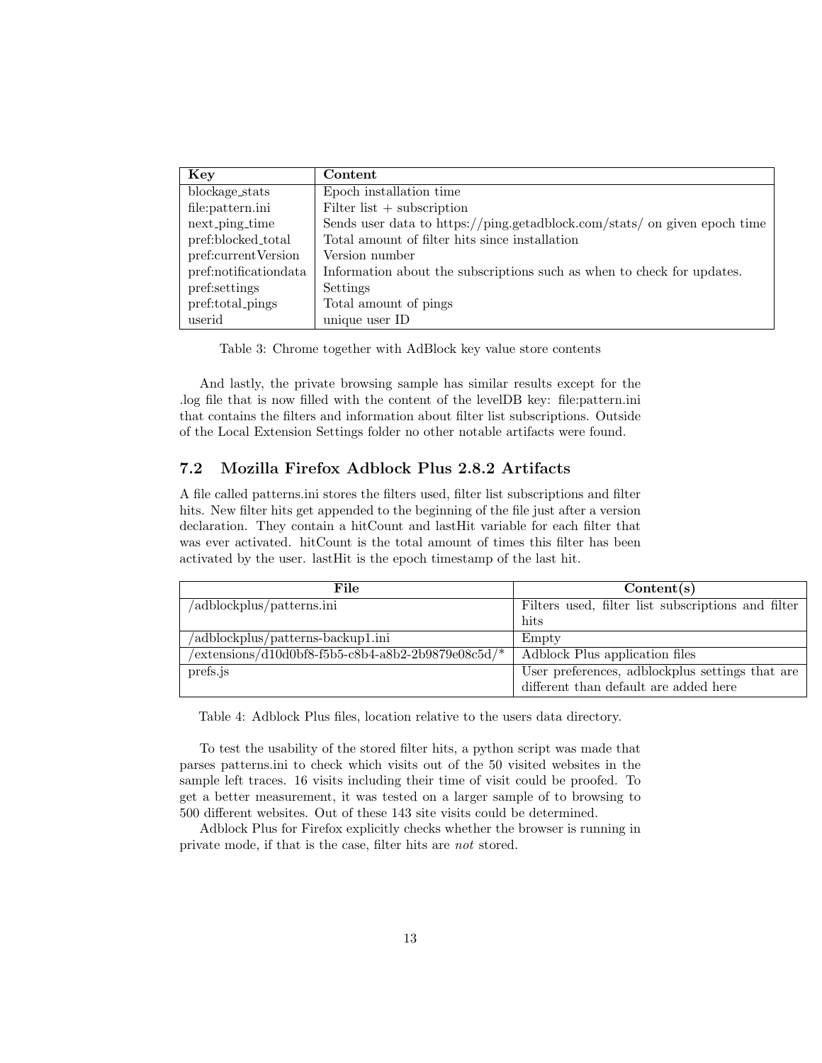| Key | Content |
|---|---|
| blockage_stats | Epoch installation time |
| file:pattern.ini | Filter list + subscription |
| next_ping_time | Sends user data to https://ping.getadblock.com/stats/ on given epoch time |
| pref:blocked_total | Total amount of filter hits since installation |
| pref:currentVersion | Version number |
| pref:notificationdata | Information about the subscriptions such as when to check for updates. |
| pref:settings | Settings |
| pref:total_pings | Total amount of pings |
| userid | unique user ID |

Table 3: Chrome together with AdBlock key value store contents

And lastly, the private browsing sample has similar results except for the .log file that is now filled with the content of the levelDB key: file:pattern.ini that contains the filters and information about filter list subscriptions. Outside of the Local Extension Settings folder no other notable artifacts were found.

## 7.2 Mozilla Firefox Adblock Plus 2.8.2 Artifacts

A file called patterns.ini stores the filters used, filter list subscriptions and filter hits. New filter hits get appended to the beginning of the file just after a version declaration. They contain a hitCount and lastHit variable for each filter that was ever activated. hitCount is the total amount of times this filter has been activated by the user. lastHit is the epoch timestamp of the last hit.

| File | Content(s) |
|---|---|
| /adblockplus/patterns.ini | Filters used, filter list subscriptions and filter hits |
| /adblockplus/patterns-backup1.ini | Empty |
| /extensions/d10d0bf8-f5b5-c8b4-a8b2-2b9879e08c5d/* | Adblock Plus application files |
| prefs.js | User preferences, adblockplus settings that are different than default are added here |

Table 4: Adblock Plus files, location relative to the users data directory.

To test the usability of the stored filter hits, a python script was made that parses patterns.ini to check which visits out of the 50 visited websites in the sample left traces. 16 visits including their time of visit could be proofed. To get a better measurement, it was tested on a larger sample of to browsing to 500 different websites. Out of these 143 site visits could be determined.

Adblock Plus for Firefox explicitly checks whether the browser is running in private mode, if that is the case, filter hits are *not* stored.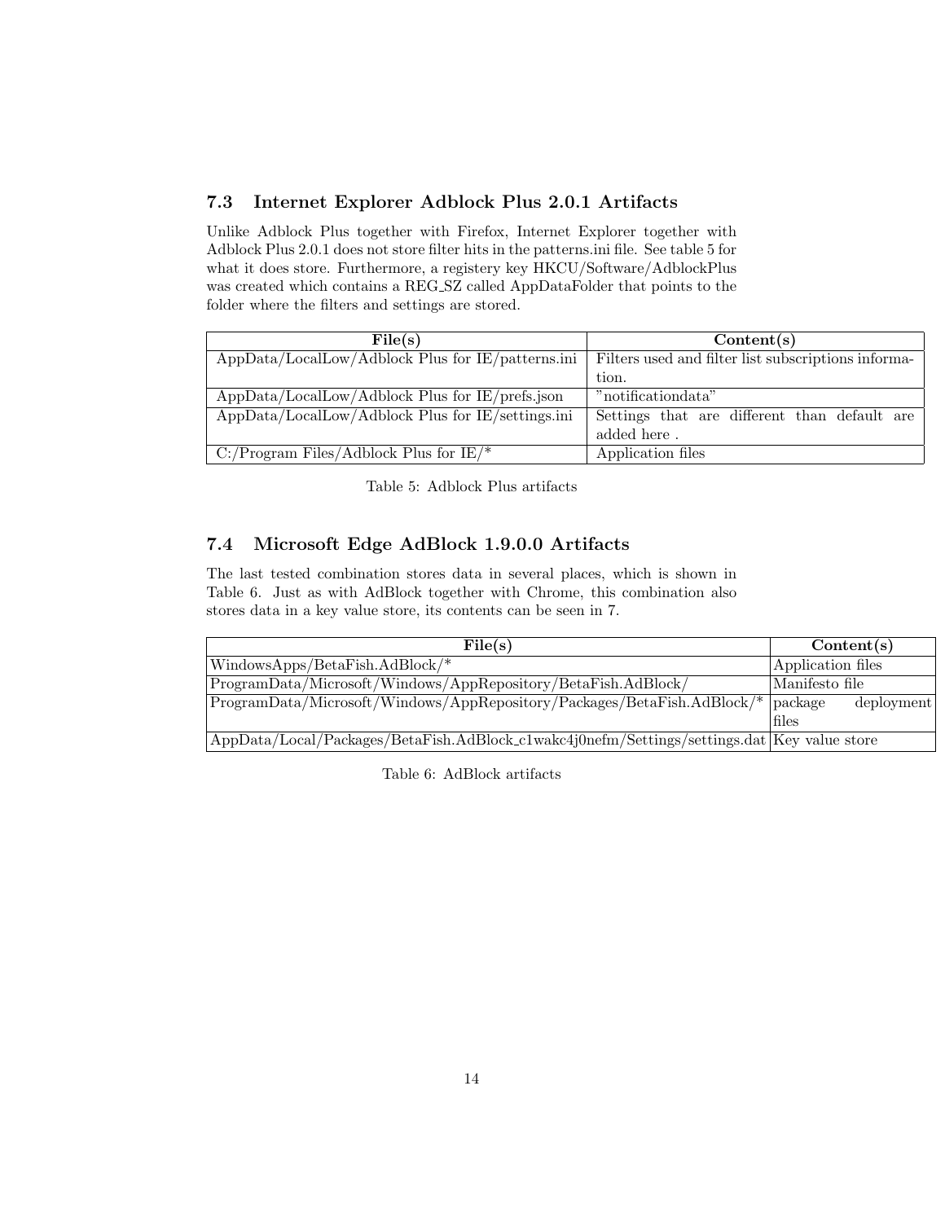### 7.3 Internet Explorer Adblock Plus 2.0.1 Artifacts

Unlike Adblock Plus together with Firefox, Internet Explorer together with Adblock Plus 2.0.1 does not store filter hits in the patterns.ini file. See table 5 for what it does store. Furthermore, a registery key HKCU/Software/AdblockPlus was created which contains a REG_SZ called AppDataFolder that points to the folder where the filters and settings are stored.

| File(s) | Content(s) |
|---|---|
| AppData/LocalLow/Adblock Plus for IE/patterns.ini | Filters used and filter list subscriptions information. |
| AppData/LocalLow/Adblock Plus for IE/prefs.json | "notificationdata" |
| AppData/LocalLow/Adblock Plus for IE/settings.ini | Settings that are different than default are added here . |
| C:/Program Files/Adblock Plus for IE/* | Application files |

Table 5: Adblock Plus artifacts

### 7.4 Microsoft Edge AdBlock 1.9.0.0 Artifacts

The last tested combination stores data in several places, which is shown in Table 6. Just as with AdBlock together with Chrome, this combination also stores data in a key value store, its contents can be seen in 7.

| File(s) | Content(s) |
|---|---|
| WindowsApps/BetaFish.AdBlock/* | Application files |
| ProgramData/Microsoft/Windows/AppRepository/BetaFish.AdBlock/ | Manifesto file |
| ProgramData/Microsoft/Windows/AppRepository/Packages/BetaFish.AdBlock/* | package deployment files |
| AppData/Local/Packages/BetaFish.AdBlock_c1wakc4j0nefm/Settings/settings.dat | Key value store |

Table 6: AdBlock artifacts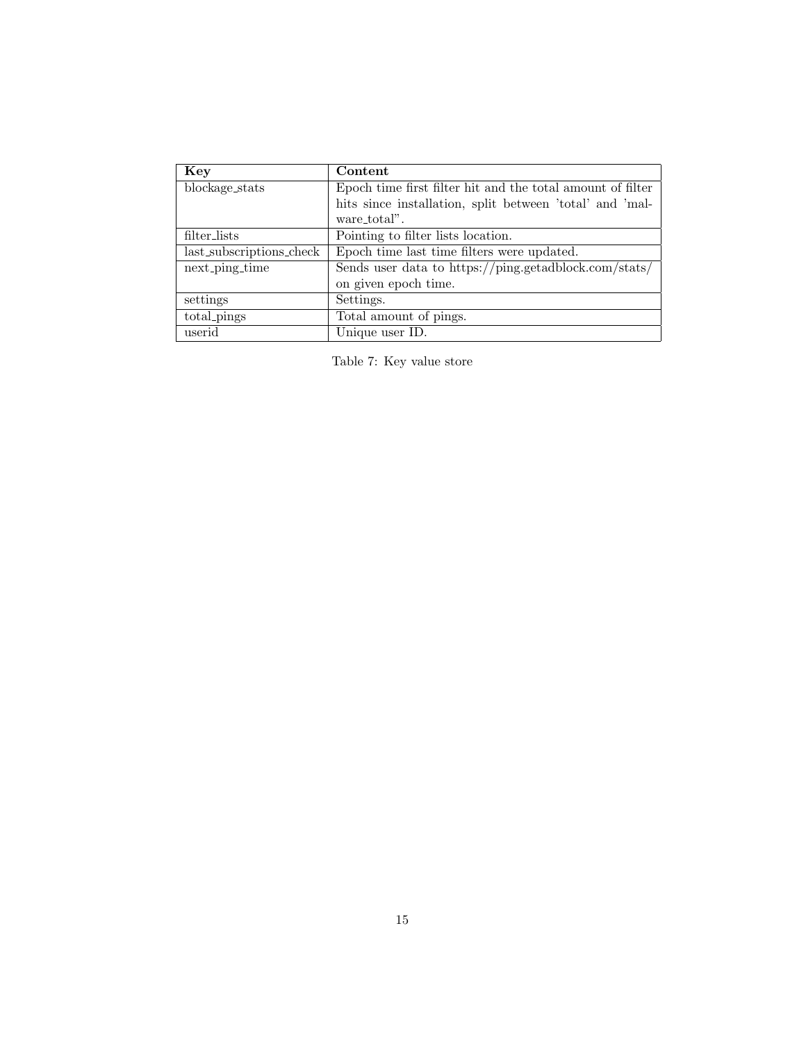| Key | Content |
|---|---|
| blockage_stats | Epoch time first filter hit and the total amount of filter hits since installation, split between 'total' and 'malware_total". |
| filter_lists | Pointing to filter lists location. |
| last_subscriptions_check | Epoch time last time filters were updated. |
| next_ping_time | Sends user data to https://ping.getadblock.com/stats/ on given epoch time. |
| settings | Settings. |
| total_pings | Total amount of pings. |
| userid | Unique user ID. |

Table 7: Key value store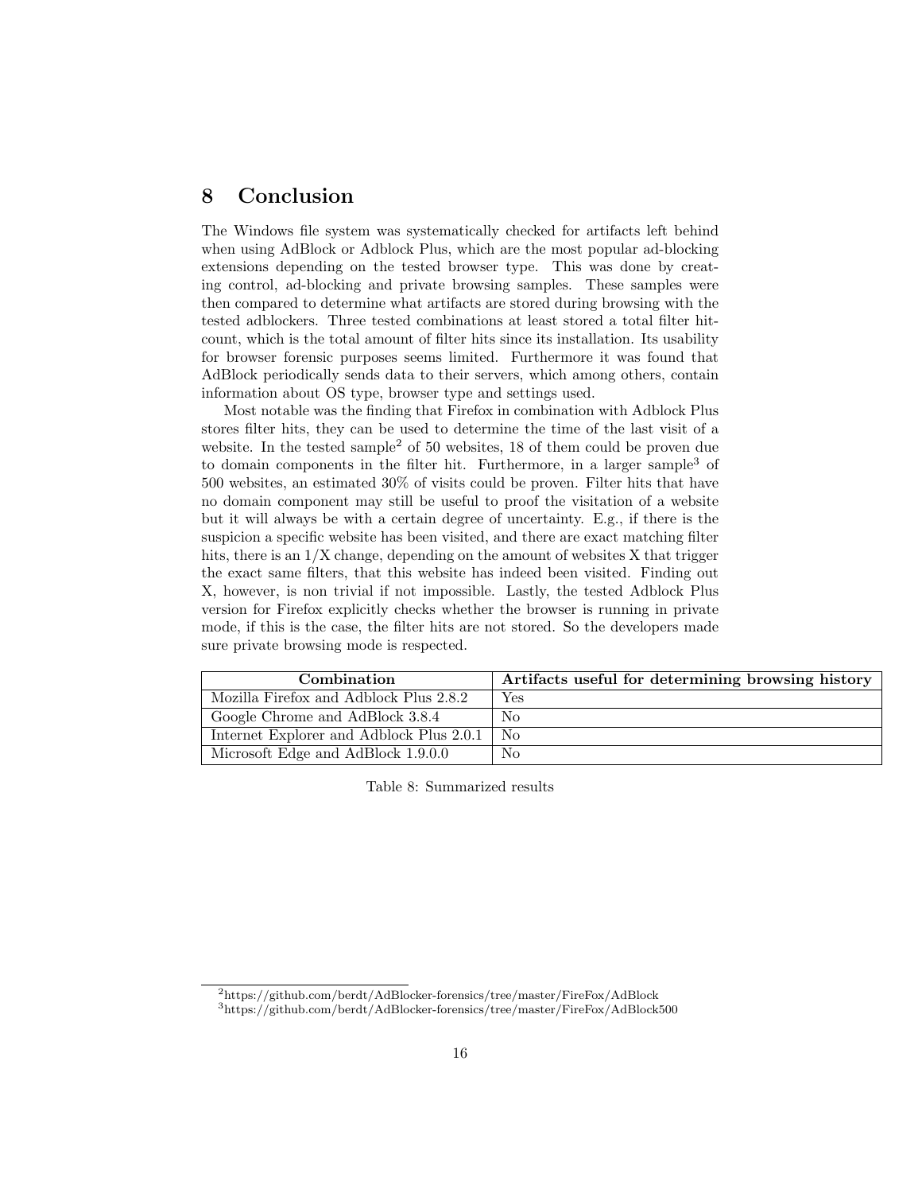## 8 Conclusion

The Windows file system was systematically checked for artifacts left behind when using AdBlock or Adblock Plus, which are the most popular ad-blocking extensions depending on the tested browser type. This was done by creating control, ad-blocking and private browsing samples. These samples were then compared to determine what artifacts are stored during browsing with the tested adblockers. Three tested combinations at least stored a total filter hit-count, which is the total amount of filter hits since its installation. Its usability for browser forensic purposes seems limited. Furthermore it was found that AdBlock periodically sends data to their servers, which among others, contain information about OS type, browser type and settings used.

Most notable was the finding that Firefox in combination with Adblock Plus stores filter hits, they can be used to determine the time of the last visit of a website. In the tested sample[2] of 50 websites, 18 of them could be proven due to domain components in the filter hit. Furthermore, in a larger sample[3] of 500 websites, an estimated 30% of visits could be proven. Filter hits that have no domain component may still be useful to proof the visitation of a website but it will always be with a certain degree of uncertainty. E.g., if there is the suspicion a specific website has been visited, and there are exact matching filter hits, there is an 1/X change, depending on the amount of websites X that trigger the exact same filters, that this website has indeed been visited. Finding out X, however, is non trivial if not impossible. Lastly, the tested Adblock Plus version for Firefox explicitly checks whether the browser is running in private mode, if this is the case, the filter hits are not stored. So the developers made sure private browsing mode is respected.

| Combination | Artifacts useful for determining browsing history |
|---|---|
| Mozilla Firefox and Adblock Plus 2.8.2 | Yes |
| Google Chrome and AdBlock 3.8.4 | No |
| Internet Explorer and Adblock Plus 2.0.1 | No |
| Microsoft Edge and AdBlock 1.9.0.0 | No |

Table 8: Summarized results

[2] https://github.com/berdt/AdBlocker-forensics/tree/master/FireFox/AdBlock

[3] https://github.com/berdt/AdBlocker-forensics/tree/master/FireFox/AdBlock500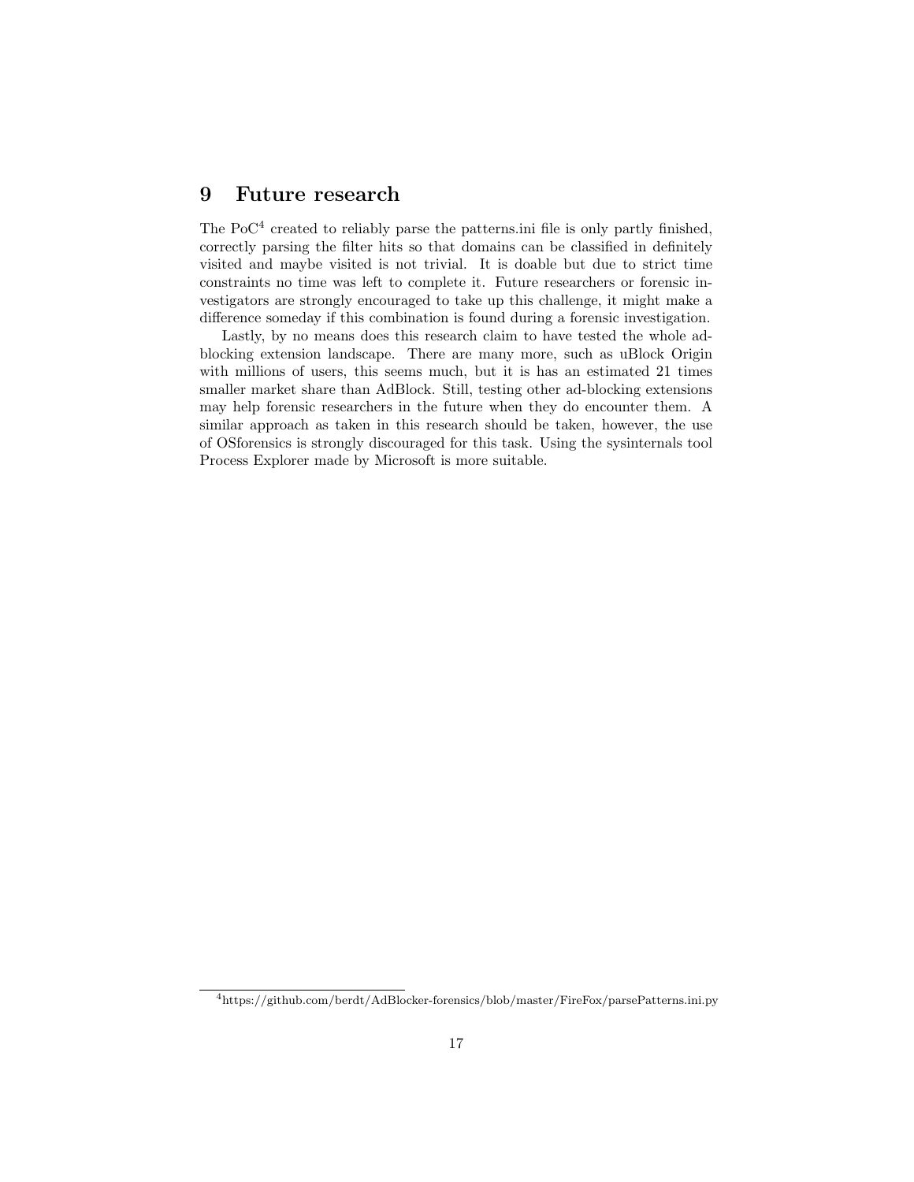# 9 Future research

The PoC[4] created to reliably parse the patterns.ini file is only partly finished, correctly parsing the filter hits so that domains can be classified in definitely visited and maybe visited is not trivial. It is doable but due to strict time constraints no time was left to complete it. Future researchers or forensic investigators are strongly encouraged to take up this challenge, it might make a difference someday if this combination is found during a forensic investigation.

Lastly, by no means does this research claim to have tested the whole ad-blocking extension landscape. There are many more, such as uBlock Origin with millions of users, this seems much, but it is has an estimated 21 times smaller market share than AdBlock. Still, testing other ad-blocking extensions may help forensic researchers in the future when they do encounter them. A similar approach as taken in this research should be taken, however, the use of OSforensics is strongly discouraged for this task. Using the sysinternals tool Process Explorer made by Microsoft is more suitable.

[4] https://github.com/berdt/AdBlocker-forensics/blob/master/FireFox/parsePatterns.ini.py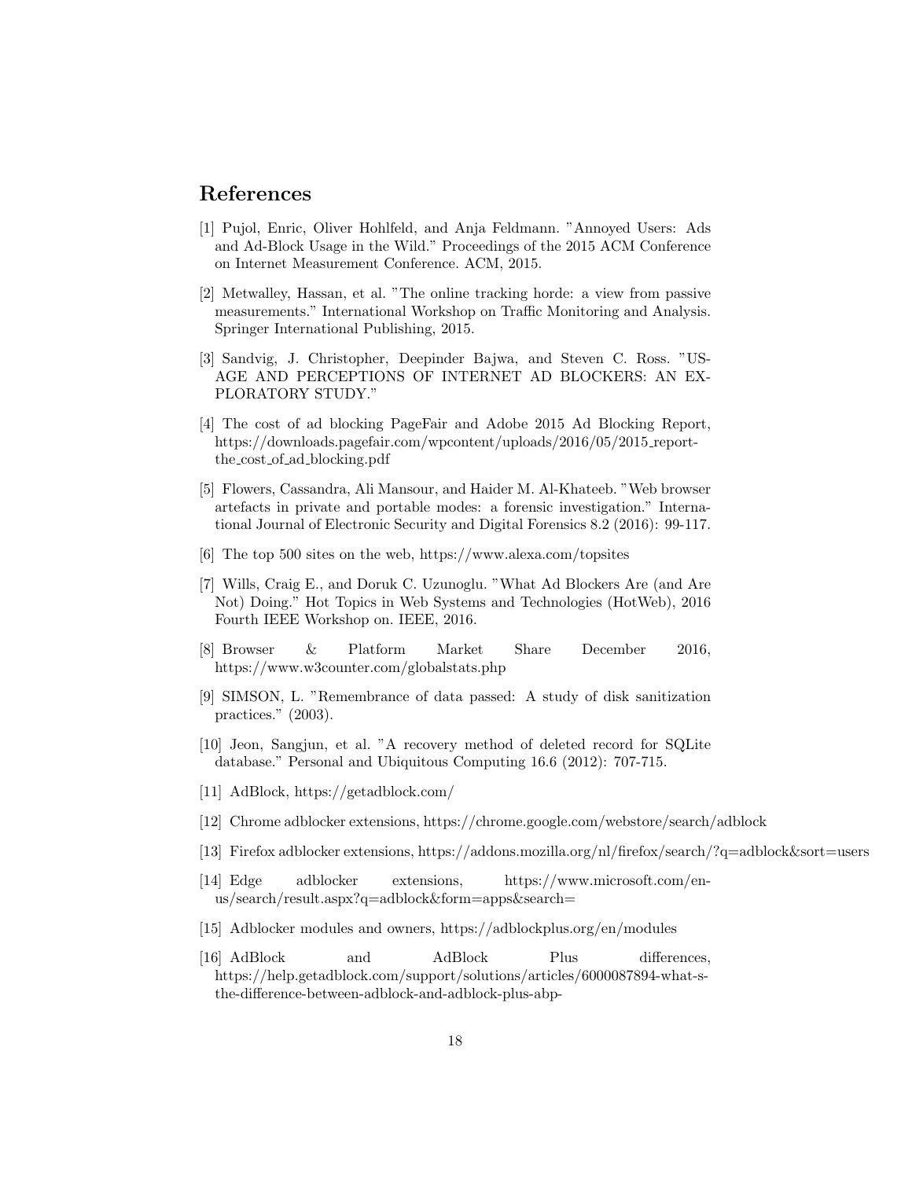## References

[1] Pujol, Enric, Oliver Hohlfeld, and Anja Feldmann. "Annoyed Users: Ads and Ad-Block Usage in the Wild." Proceedings of the 2015 ACM Conference on Internet Measurement Conference. ACM, 2015.

[2] Metwalley, Hassan, et al. "The online tracking horde: a view from passive measurements." International Workshop on Traffic Monitoring and Analysis. Springer International Publishing, 2015.

[3] Sandvig, J. Christopher, Deepinder Bajwa, and Steven C. Ross. "USAGE AND PERCEPTIONS OF INTERNET AD BLOCKERS: AN EXPLORATORY STUDY."

[4] The cost of ad blocking PageFair and Adobe 2015 Ad Blocking Report, https://downloads.pagefair.com/wpcontent/uploads/2016/05/2015_report-the_cost_of_ad_blocking.pdf

[5] Flowers, Cassandra, Ali Mansour, and Haider M. Al-Khateeb. "Web browser artefacts in private and portable modes: a forensic investigation." International Journal of Electronic Security and Digital Forensics 8.2 (2016): 99-117.

[6] The top 500 sites on the web, https://www.alexa.com/topsites

[7] Wills, Craig E., and Doruk C. Uzunoglu. "What Ad Blockers Are (and Are Not) Doing." Hot Topics in Web Systems and Technologies (HotWeb), 2016 Fourth IEEE Workshop on. IEEE, 2016.

[8] Browser & Platform Market Share December 2016, https://www.w3counter.com/globalstats.php

[9] SIMSON, L. "Remembrance of data passed: A study of disk sanitization practices." (2003).

[10] Jeon, Sangjun, et al. "A recovery method of deleted record for SQLite database." Personal and Ubiquitous Computing 16.6 (2012): 707-715.

[11] AdBlock, https://getadblock.com/

[12] Chrome adblocker extensions, https://chrome.google.com/webstore/search/adblock

[13] Firefox adblocker extensions, https://addons.mozilla.org/nl/firefox/search/?q=adblock&sort=users

[14] Edge adblocker extensions, https://www.microsoft.com/en-us/search/result.aspx?q=adblock&form=apps&search=

[15] Adblocker modules and owners, https://adblockplus.org/en/modules

[16] AdBlock and AdBlock Plus differences, https://help.getadblock.com/support/solutions/articles/6000087894-what-s-the-difference-between-adblock-and-adblock-plus-abp-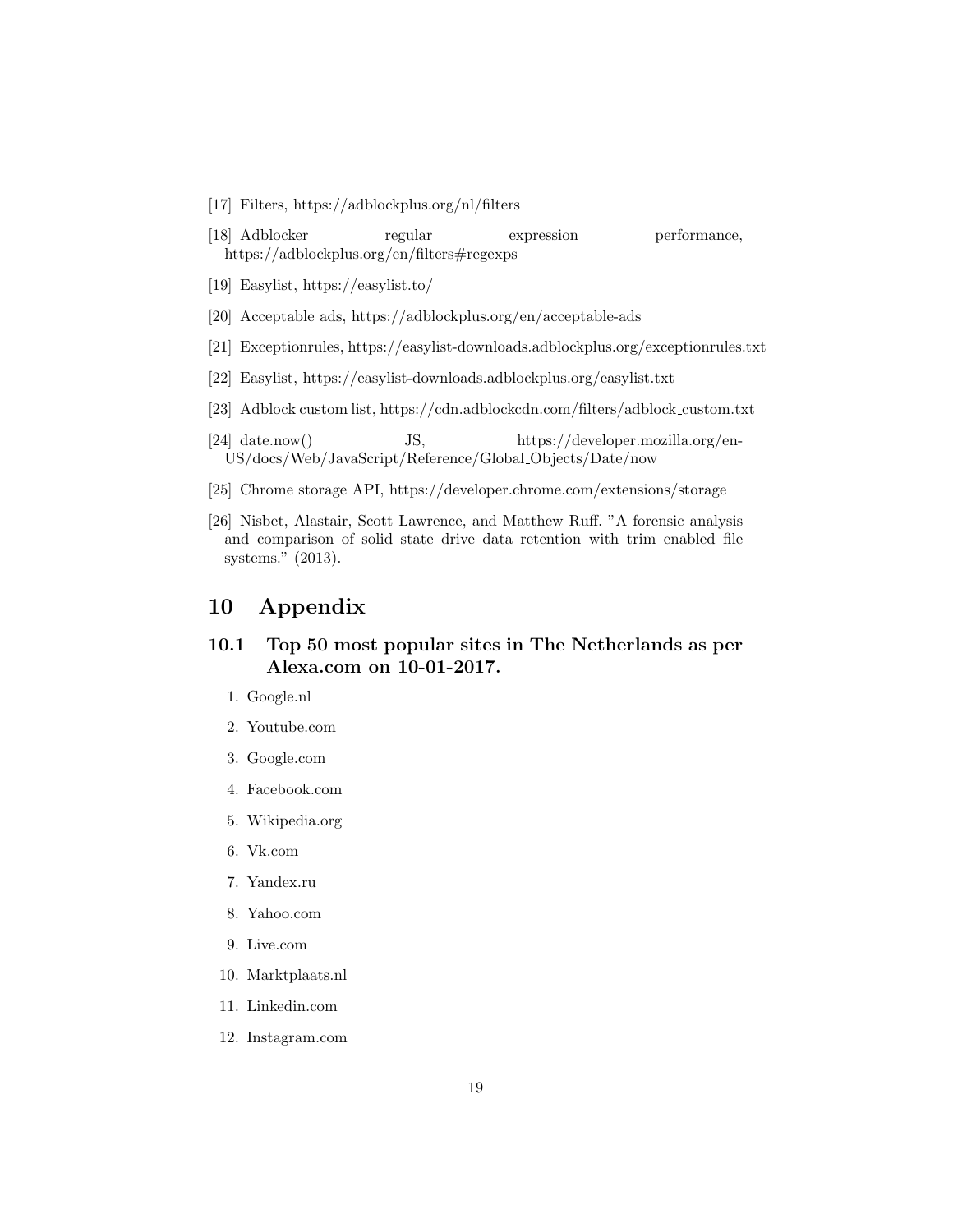[17] Filters, https://adblockplus.org/nl/filters

[18] Adblocker regular expression performance, https://adblockplus.org/en/filters#regexps

[19] Easylist, https://easylist.to/

[20] Acceptable ads, https://adblockplus.org/en/acceptable-ads

[21] Exceptionrules, https://easylist-downloads.adblockplus.org/exceptionrules.txt

[22] Easylist, https://easylist-downloads.adblockplus.org/easylist.txt

[23] Adblock custom list, https://cdn.adblockcdn.com/filters/adblock_custom.txt

[24] date.now() JS, https://developer.mozilla.org/en-US/docs/Web/JavaScript/Reference/Global_Objects/Date/now

[25] Chrome storage API, https://developer.chrome.com/extensions/storage

[26] Nisbet, Alastair, Scott Lawrence, and Matthew Ruff. "A forensic analysis and comparison of solid state drive data retention with trim enabled file systems." (2013).

# 10 Appendix

## 10.1 Top 50 most popular sites in The Netherlands as per Alexa.com on 10-01-2017.

1. Google.nl
2. Youtube.com
3. Google.com
4. Facebook.com
5. Wikipedia.org
6. Vk.com
7. Yandex.ru
8. Yahoo.com
9. Live.com
10. Marktplaats.nl
11. Linkedin.com
12. Instagram.com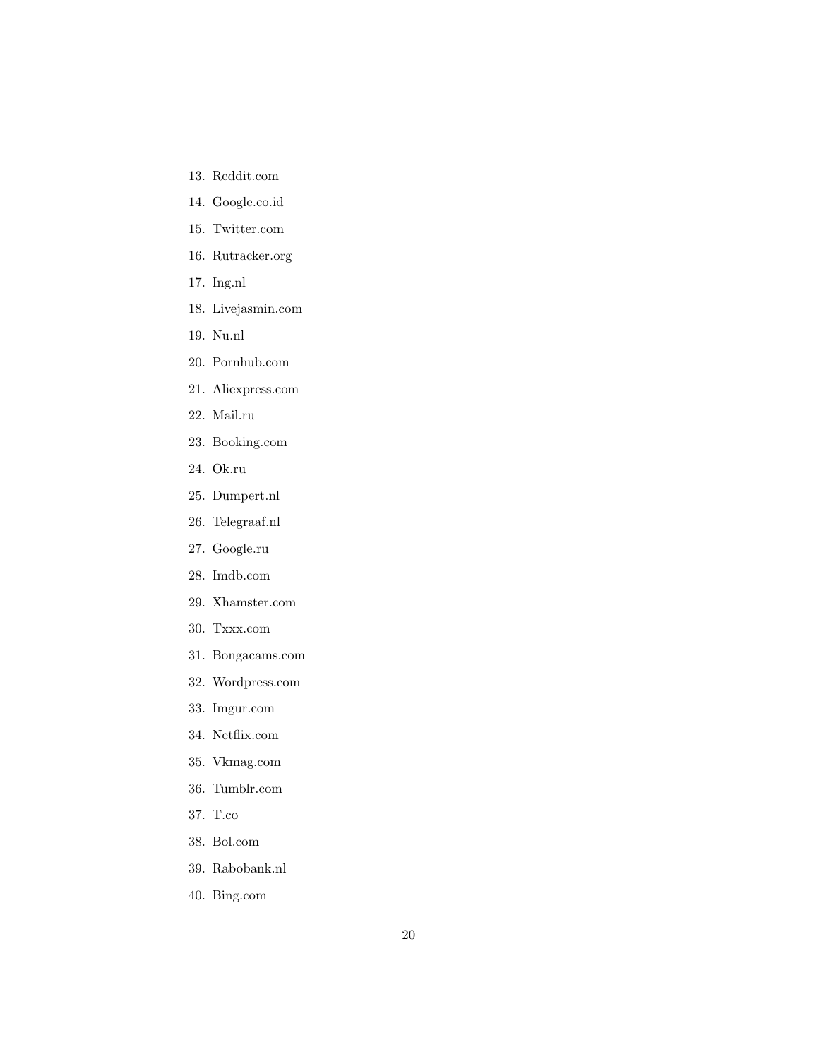13. Reddit.com
14. Google.co.id
15. Twitter.com
16. Rutracker.org
17. Ing.nl
18. Livejasmin.com
19. Nu.nl
20. Pornhub.com
21. Aliexpress.com
22. Mail.ru
23. Booking.com
24. Ok.ru
25. Dumpert.nl
26. Telegraaf.nl
27. Google.ru
28. Imdb.com
29. Xhamster.com
30. Txxx.com
31. Bongacams.com
32. Wordpress.com
33. Imgur.com
34. Netflix.com
35. Vkmag.com
36. Tumblr.com
37. T.co
38. Bol.com
39. Rabobank.nl
40. Bing.com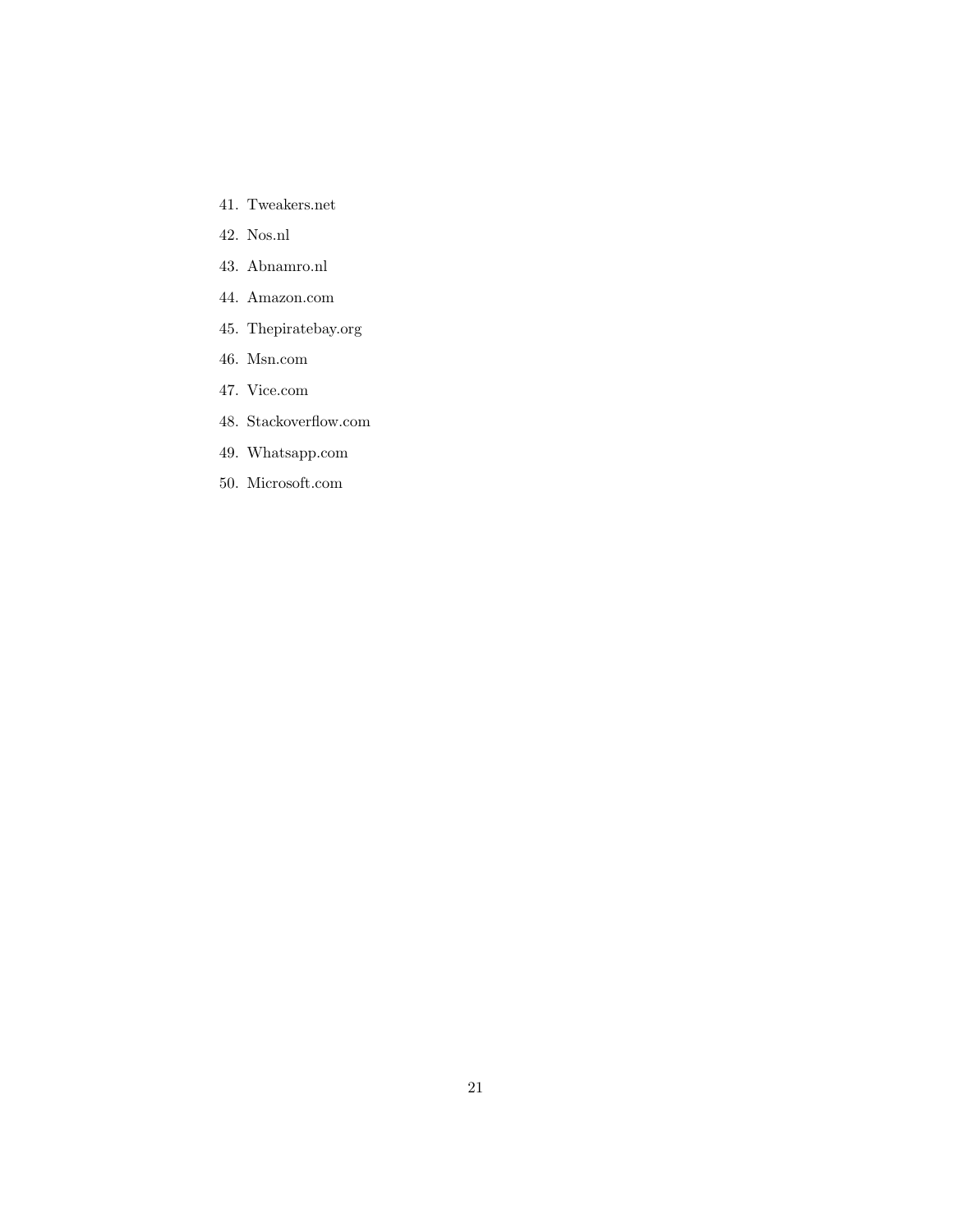41. Tweakers.net
42. Nos.nl
43. Abnamro.nl
44. Amazon.com
45. Thepiratebay.org
46. Msn.com
47. Vice.com
48. Stackoverflow.com
49. Whatsapp.com
50. Microsoft.com